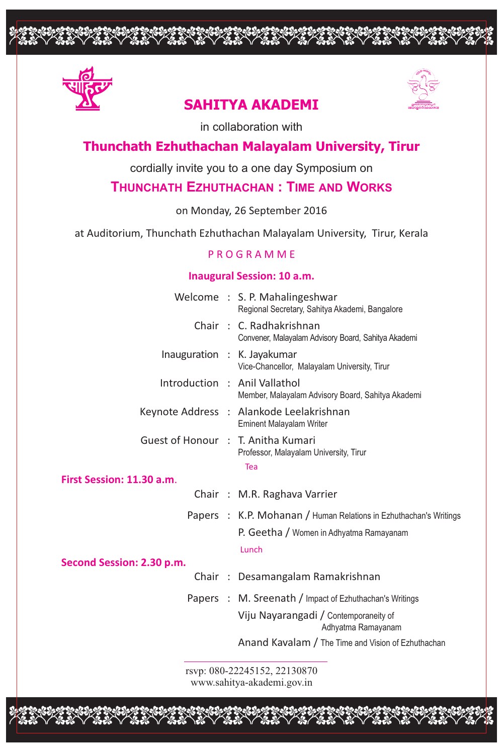# SAHITYA AKADEMI

in collaboration with

## Thunchath Ezhuthachan Malayalam University, Tirur

cordially invite you to a one day Symposium on

## THUNCHATH EZHUTHACHAN : TIME AND WORKS

on Monday, 26 September 2016

at Auditorium, Thunchath Ezhuthachan Malayalam University, Tirur, Kerala

### PROGRAMME

**Inaugural Session: 10 a.m.**

Welcome : S. P. Mahalingeshwar
Regional Secretary, Sahitya Akademi, Bangalore

Chair : C. Radhakrishnan
Convener, Malayalam Advisory Board, Sahitya Akademi

Inauguration : K. Jayakumar
Vice-Chancellor, Malayalam University, Tirur

Introduction : Anil Vallathol
Member, Malayalam Advisory Board, Sahitya Akademi

Keynote Address : Alankode Leelakrishnan
Eminent Malayalam Writer

Guest of Honour : T. Anitha Kumari
Professor, Malayalam University, Tirur

Tea

**First Session: 11.30 a.m.**

Chair : M.R. Raghava Varrier

Papers : K.P. Mohanan / Human Relations in Ezhuthachan's Writings
P. Geetha / Women in Adhyatma Ramayanam

Lunch

**Second Session: 2.30 p.m.**

Chair : Desamangalam Ramakrishnan

Papers : M. Sreenath / Impact of Ezhuthachan's Writings
Viju Nayarangadi / Contemporaneity of Adhyatma Ramayanam
Anand Kavalam / The Time and Vision of Ezhuthachan

---

rsvp: 080-22245152, 22130870
www.sahitya-akademi.gov.in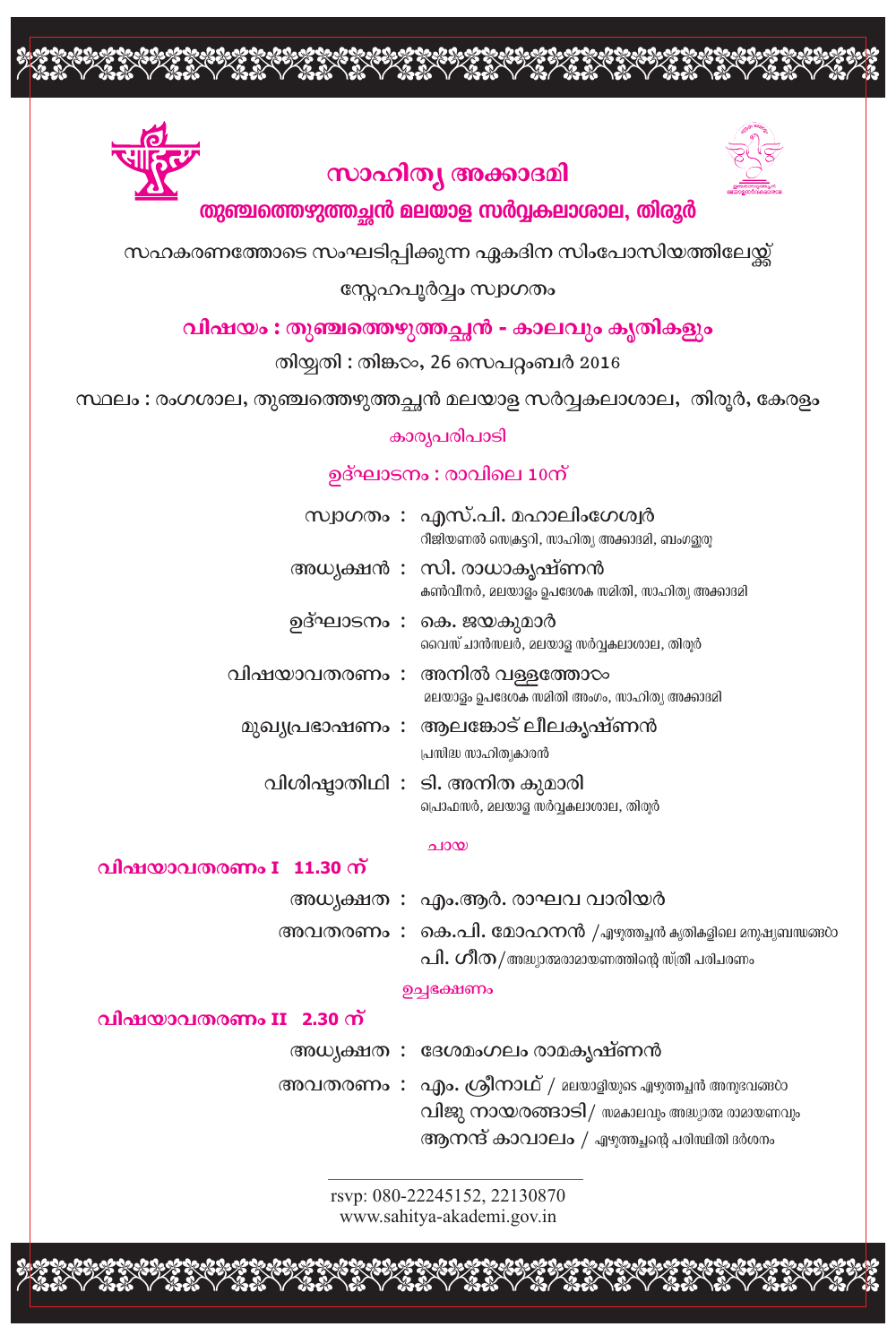## സാഹിത്യ അക്കാദമി

### തുഞ്ചത്തെഴുത്തച്ഛൻ മലയാള സർവ്വകലാശാല, തിരൂർ

സഹകരണത്തോടെ സംഘടിപ്പിക്കുന്ന ഏകദിന സിംപോസിയത്തിലേയ്ക്ക്

സ്നേഹപൂർവ്വം സ്വാഗതം

**വിഷയം : തുഞ്ചത്തെഴുത്തച്ഛൻ - കാലവും കൃതികളും**

തിയ്യതി : തിങ്കറം, 26 സെപറ്റംബർ 2016

സ്ഥലം : രംഗശാല, തുഞ്ചത്തെഴുത്തച്ഛൻ മലയാള സർവ്വകലാശാല, തിരൂർ, കേരളം

കാര്യപരിപാടി

**ഉദ്ഘാടനം : രാവിലെ 10ന്**

സ്വാഗതം : എസ്.പി. മഹാലിംഗേശ്വർ
റീജിയണൽ സെക്രട്ടറി, സാഹിത്യ അക്കാദമി, ബംഗളൂരു

അധ്യക്ഷൻ : സി. രാധാകൃഷ്ണൻ
കൺവീനർ, മലയാളം ഉപദേശക സമിതി, സാഹിത്യ അക്കാദമി

ഉദ്ഘാടനം : കെ. ജയകുമാർ
വൈസ് ചാൻസലർ, മലയാള സർവ്വകലാശാല, തിരൂർ

വിഷയാവതരണം : അനിൽ വള്ളത്തോറം
മലയാളം ഉപദേശക സമിതി അംഗം, സാഹിത്യ അക്കാദമി

മുഖ്യപ്രഭാഷണം : ആലങ്കോട് ലീലകൃഷ്ണൻ
പ്രസിദ്ധ സാഹിത്യകാരൻ

വിശിഷ്ടാതിഥി : ടി. അനിത കുമാരി
പ്രൊഫസർ, മലയാള സർവ്വകലാശാല, തിരൂർ

ചായ

**വിഷയാവതരണം I 11.30 ന്**

അധ്യക്ഷത : എം.ആർ. രാഘവ വാരിയർ

അവതരണം : കെ.പി. മോഹനൻ /എഴുത്തച്ഛൻ കൃതികളിലെ മനുഷ്യബന്ധങ്ങൾ
പി. ഗീത/അദ്ധ്യാത്മരാമായണത്തിന്റെ സ്ത്രീ പരിചരണം

ഉച്ചഭക്ഷണം

**വിഷയാവതരണം II 2.30 ന്**

അധ്യക്ഷത : ദേശമംഗലം രാമകൃഷ്ണൻ

അവതരണം : എം. ശ്രീനാഥ് / മലയാളിയുടെ എഴുത്തച്ഛൻ അനുഭവങ്ങൾ
വിജു നായരങ്ങാടി/ സമകാലവും അദ്ധ്യാത്മ രാമായണവും
ആനന്ദ് കാവാലം / എഴുത്തച്ഛന്റെ പരിസ്ഥിതി ദർശനം

rsvp: 080-22245152, 22130870
www.sahitya-akademi.gov.in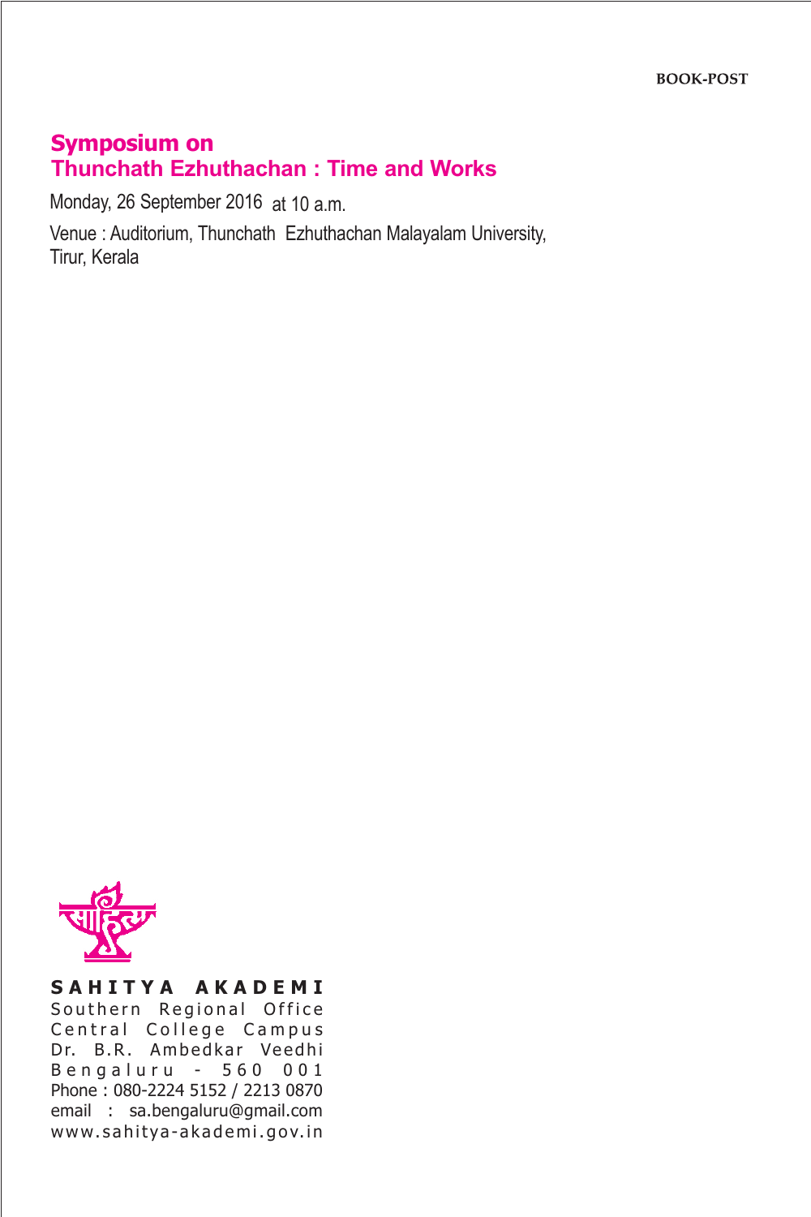BOOK-POST

## Symposium on
## Thunchath Ezhuthachan : Time and Works

Monday, 26 September 2016 at 10 a.m.

Venue : Auditorium, Thunchath Ezhuthachan Malayalam University,
Tirur, Kerala

**SAHITYA AKADEMI**
Southern Regional Office
Central College Campus
Dr. B.R. Ambedkar Veedhi
Bengaluru - 560 001
Phone : 080-2224 5152 / 2213 0870
email : sa.bengaluru@gmail.com
www.sahitya-akademi.gov.in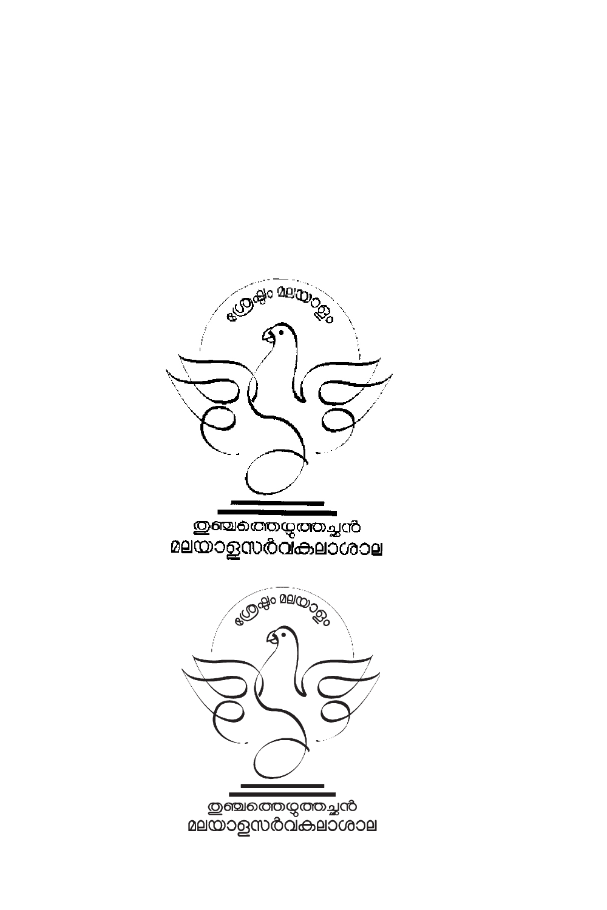ശ്രേഷ്ഠം മലയാളം

തുഞ്ചത്തെഴുത്തച്ഛൻ
മലയാളസർവകലാശാല

ശ്രേഷ്ഠം മലയാളം

തുഞ്ചത്തെഴുത്തച്ഛൻ
മലയാളസർവകലാശാല